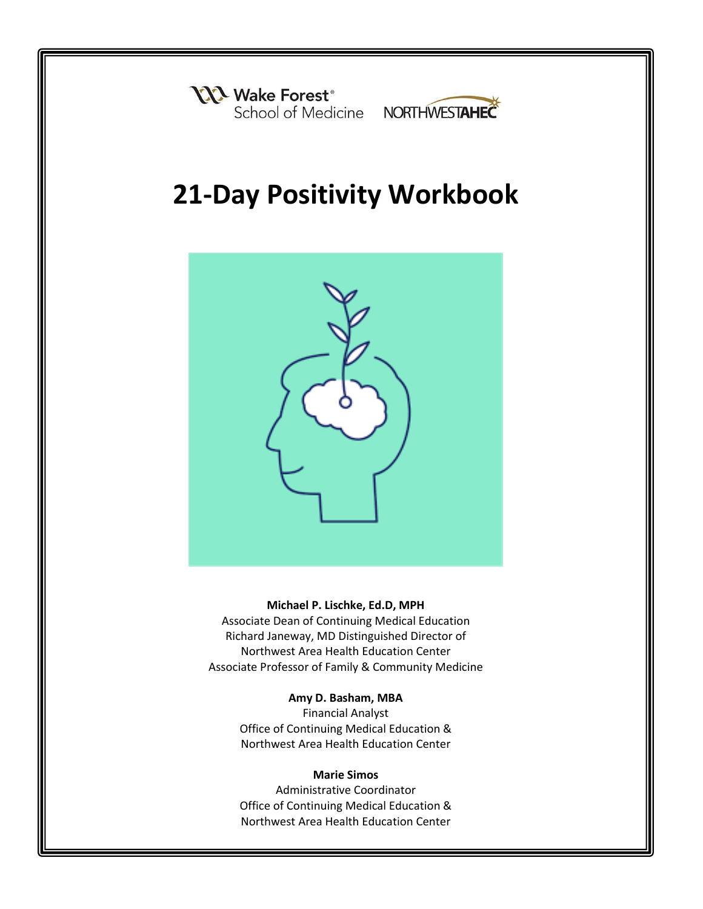Wake Forest® School of Medicine NORTHWEST AHEC

# 21-Day Positivity Workbook

**Michael P. Lischke, Ed.D, MPH**
Associate Dean of Continuing Medical Education
Richard Janeway, MD Distinguished Director of
Northwest Area Health Education Center
Associate Professor of Family & Community Medicine

**Amy D. Basham, MBA**
Financial Analyst
Office of Continuing Medical Education &
Northwest Area Health Education Center

**Marie Simos**
Administrative Coordinator
Office of Continuing Medical Education &
Northwest Area Health Education Center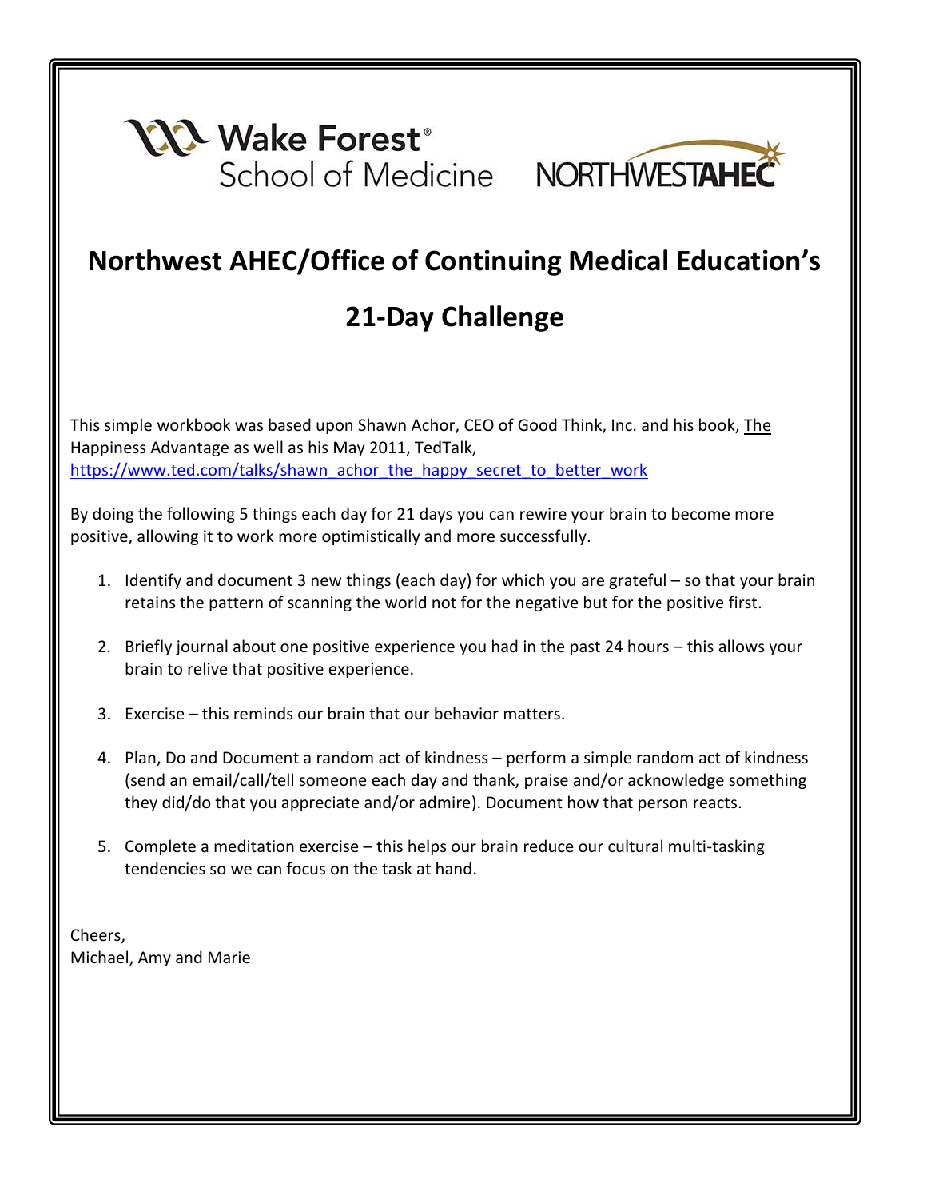Wake Forest® School of Medicine    NORTHWEST AHEC

# Northwest AHEC/Office of Continuing Medical Education's

# 21-Day Challenge

This simple workbook was based upon Shawn Achor, CEO of Good Think, Inc. and his book, The Happiness Advantage as well as his May 2011, TedTalk, https://www.ted.com/talks/shawn_achor_the_happy_secret_to_better_work

By doing the following 5 things each day for 21 days you can rewire your brain to become more positive, allowing it to work more optimistically and more successfully.

1. Identify and document 3 new things (each day) for which you are grateful – so that your brain retains the pattern of scanning the world not for the negative but for the positive first.

2. Briefly journal about one positive experience you had in the past 24 hours – this allows your brain to relive that positive experience.

3. Exercise – this reminds our brain that our behavior matters.

4. Plan, Do and Document a random act of kindness – perform a simple random act of kindness (send an email/call/tell someone each day and thank, praise and/or acknowledge something they did/do that you appreciate and/or admire). Document how that person reacts.

5. Complete a meditation exercise – this helps our brain reduce our cultural multi-tasking tendencies so we can focus on the task at hand.

Cheers,
Michael, Amy and Marie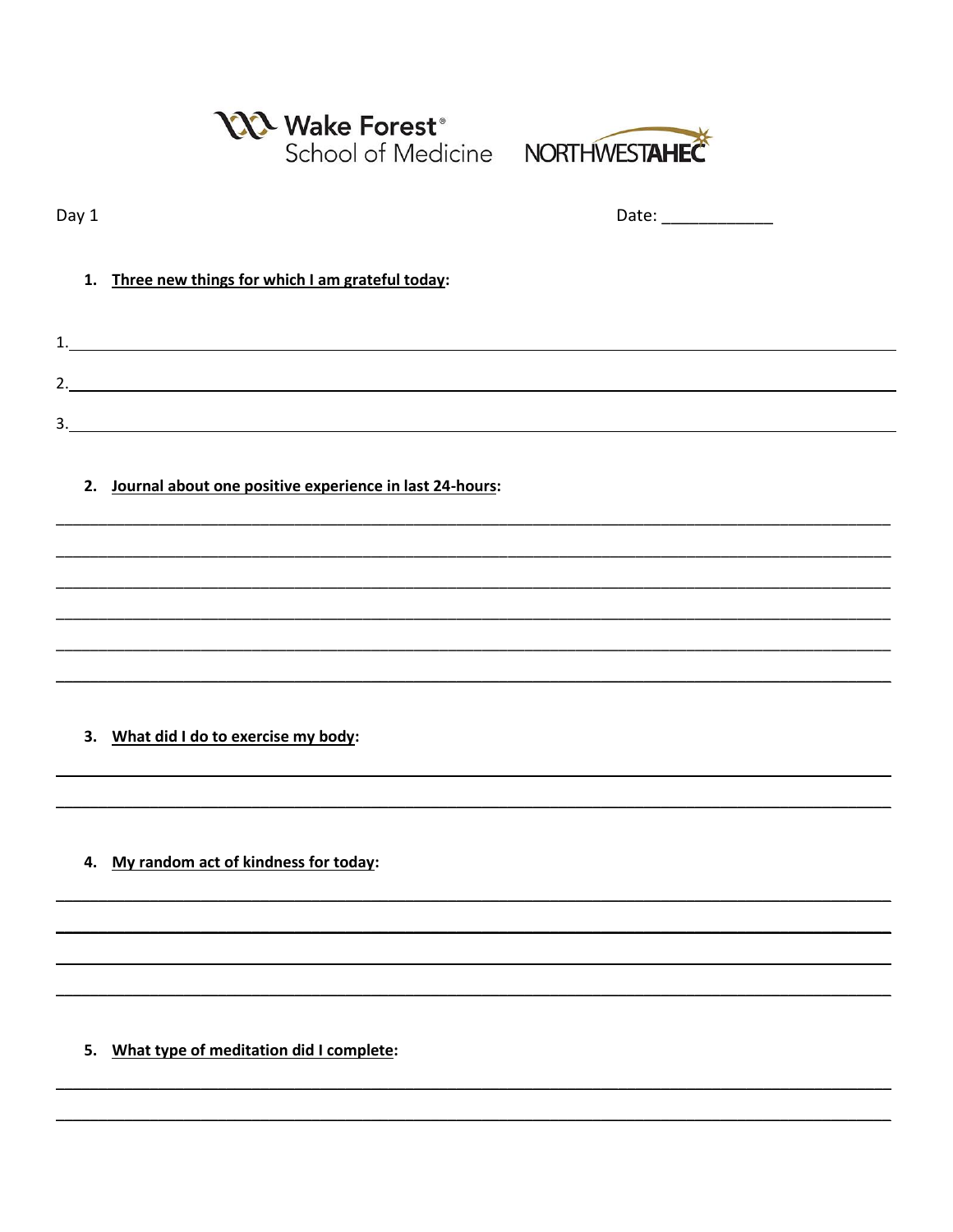Wake Forest® School of Medicine NORTHWESTAHEC

Day 1 Date: ____________

1. **Three new things for which I am grateful today:**

1.______________________________________________________________________________

2.______________________________________________________________________________

3.______________________________________________________________________________

2. **Journal about one positive experience in last 24-hours:**

_______________________________________________________________________________

_______________________________________________________________________________

_______________________________________________________________________________

_______________________________________________________________________________

_______________________________________________________________________________

_______________________________________________________________________________

3. **What did I do to exercise my body:**

_______________________________________________________________________________

_______________________________________________________________________________

4. **My random act of kindness for today:**

_______________________________________________________________________________

_______________________________________________________________________________

_______________________________________________________________________________

_______________________________________________________________________________

5. **What type of meditation did I complete:**

_______________________________________________________________________________

_______________________________________________________________________________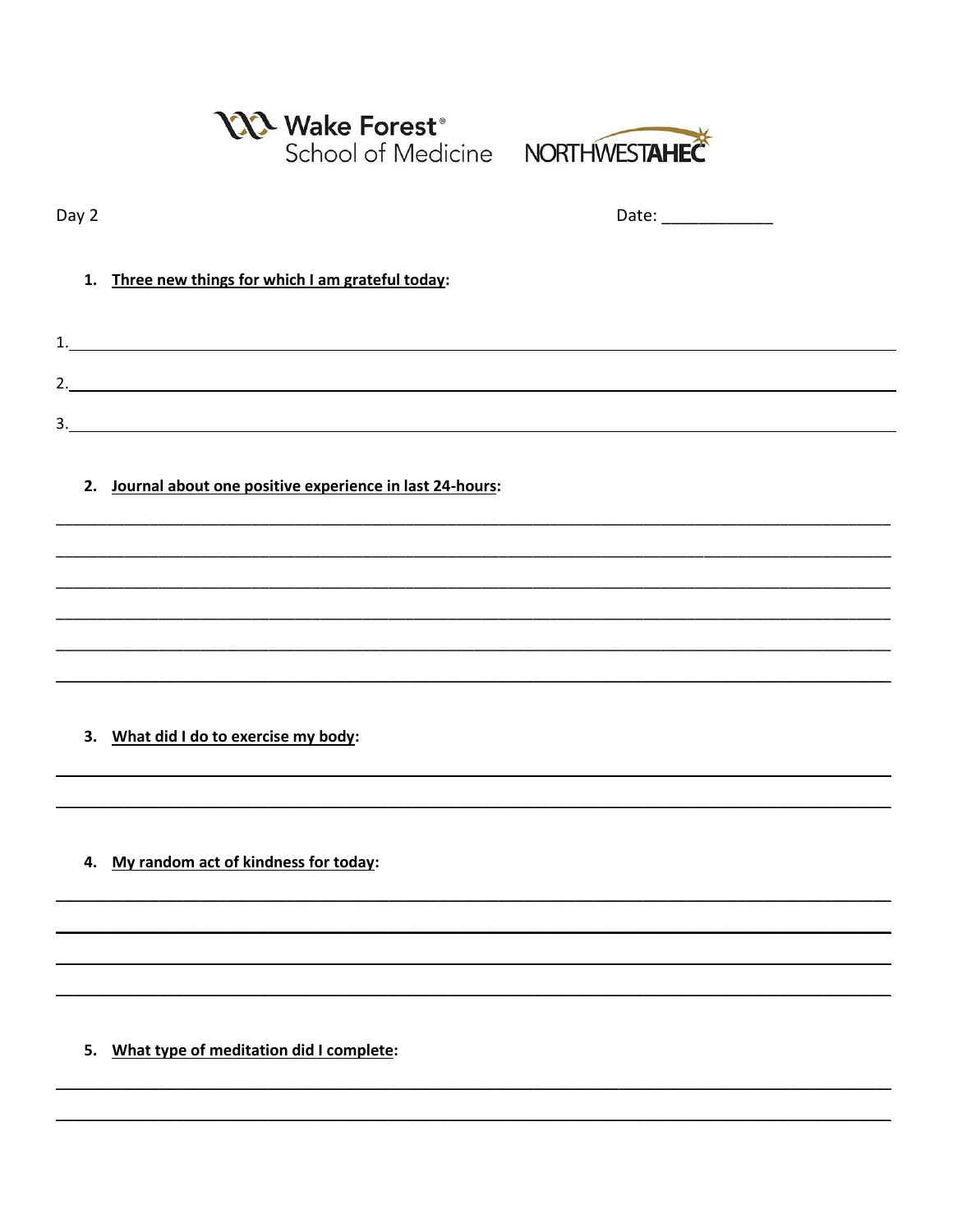Day 2

Date: ____________

1. **Three new things for which I am grateful today:**

1. ______________________________________________________________________
2. ______________________________________________________________________
3. ______________________________________________________________________

2. **Journal about one positive experience in last 24-hours:**

______________________________________________________________________

______________________________________________________________________

______________________________________________________________________

______________________________________________________________________

______________________________________________________________________

______________________________________________________________________

3. **What did I do to exercise my body:**

______________________________________________________________________

______________________________________________________________________

4. **My random act of kindness for today:**

______________________________________________________________________

______________________________________________________________________

______________________________________________________________________

______________________________________________________________________

5. **What type of meditation did I complete:**

______________________________________________________________________

______________________________________________________________________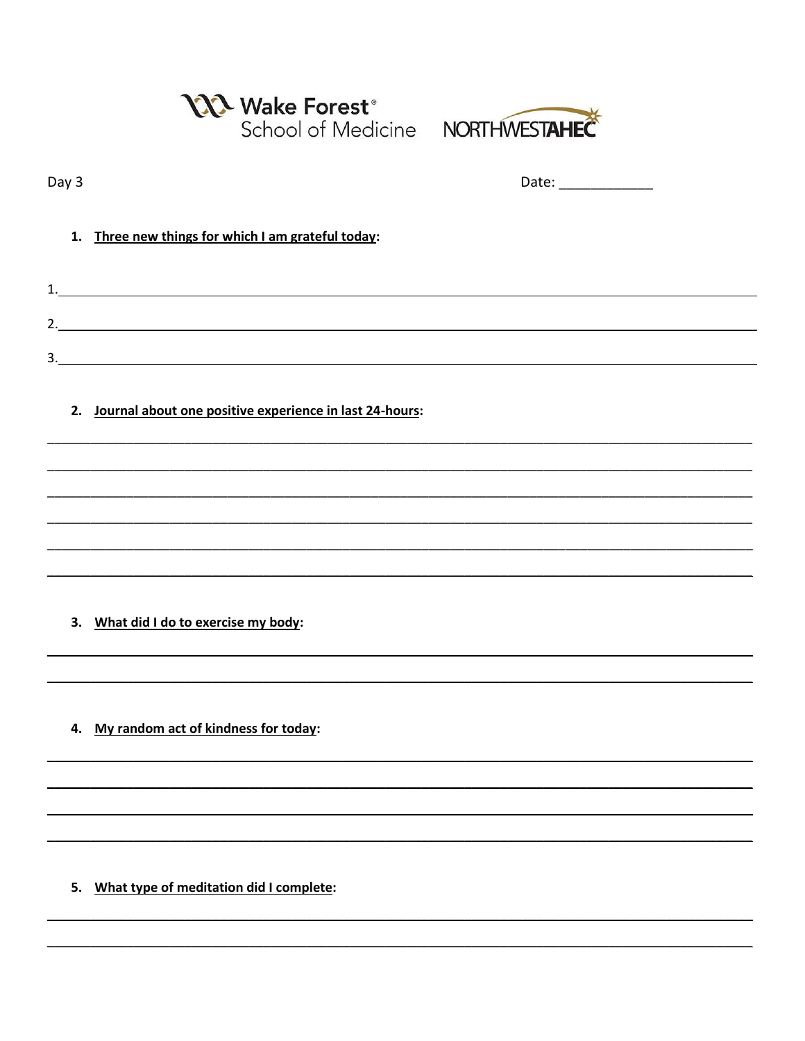Wake Forest® School of Medicine NORTHWESTAHEC

Day 3

Date: ____________

1. **Three new things for which I am grateful today**:

1.________________________________________________________________________________

2.________________________________________________________________________________

3.________________________________________________________________________________

2. **Journal about one positive experience in last 24-hours**:

________________________________________________________________________________

________________________________________________________________________________

________________________________________________________________________________

________________________________________________________________________________

________________________________________________________________________________

________________________________________________________________________________

3. **What did I do to exercise my body**:

________________________________________________________________________________

________________________________________________________________________________

4. **My random act of kindness for today**:

________________________________________________________________________________

________________________________________________________________________________

________________________________________________________________________________

________________________________________________________________________________

5. **What type of meditation did I complete**:

________________________________________________________________________________

________________________________________________________________________________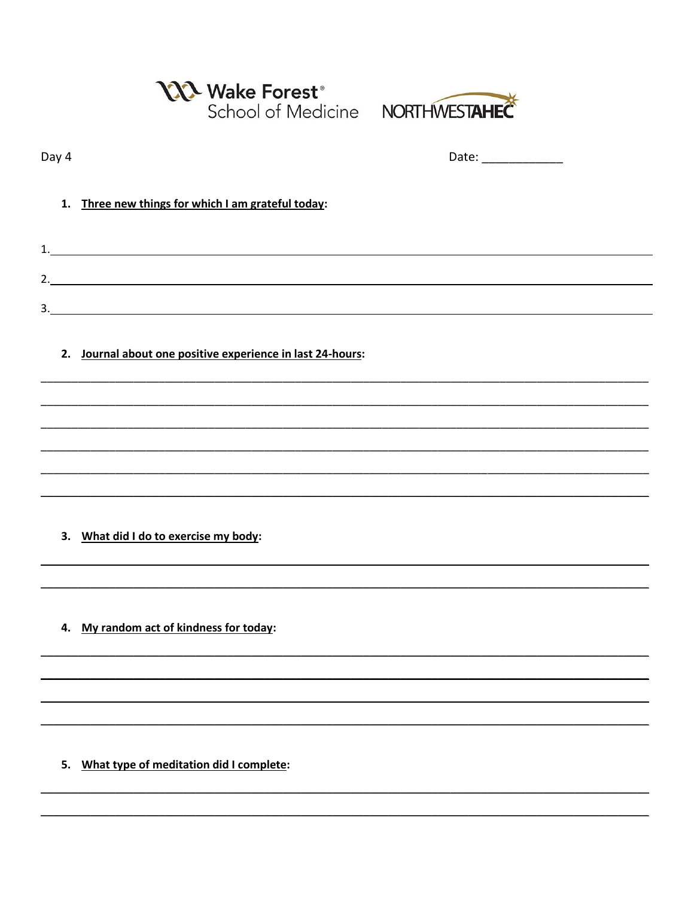Wake Forest® School of Medicine    NORTHWESTAHEC

Day 4    Date: ____________

1. **Three new things for which I am grateful today:**

1.______________________________________________________________________

2.______________________________________________________________________

3.______________________________________________________________________

2. **Journal about one positive experience in last 24-hours:**

_______________________________________________________________________

_______________________________________________________________________

_______________________________________________________________________

_______________________________________________________________________

_______________________________________________________________________

_______________________________________________________________________

3. **What did I do to exercise my body:**

_______________________________________________________________________

_______________________________________________________________________

4. **My random act of kindness for today:**

_______________________________________________________________________

_______________________________________________________________________

_______________________________________________________________________

_______________________________________________________________________

5. **What type of meditation did I complete:**

_______________________________________________________________________

_______________________________________________________________________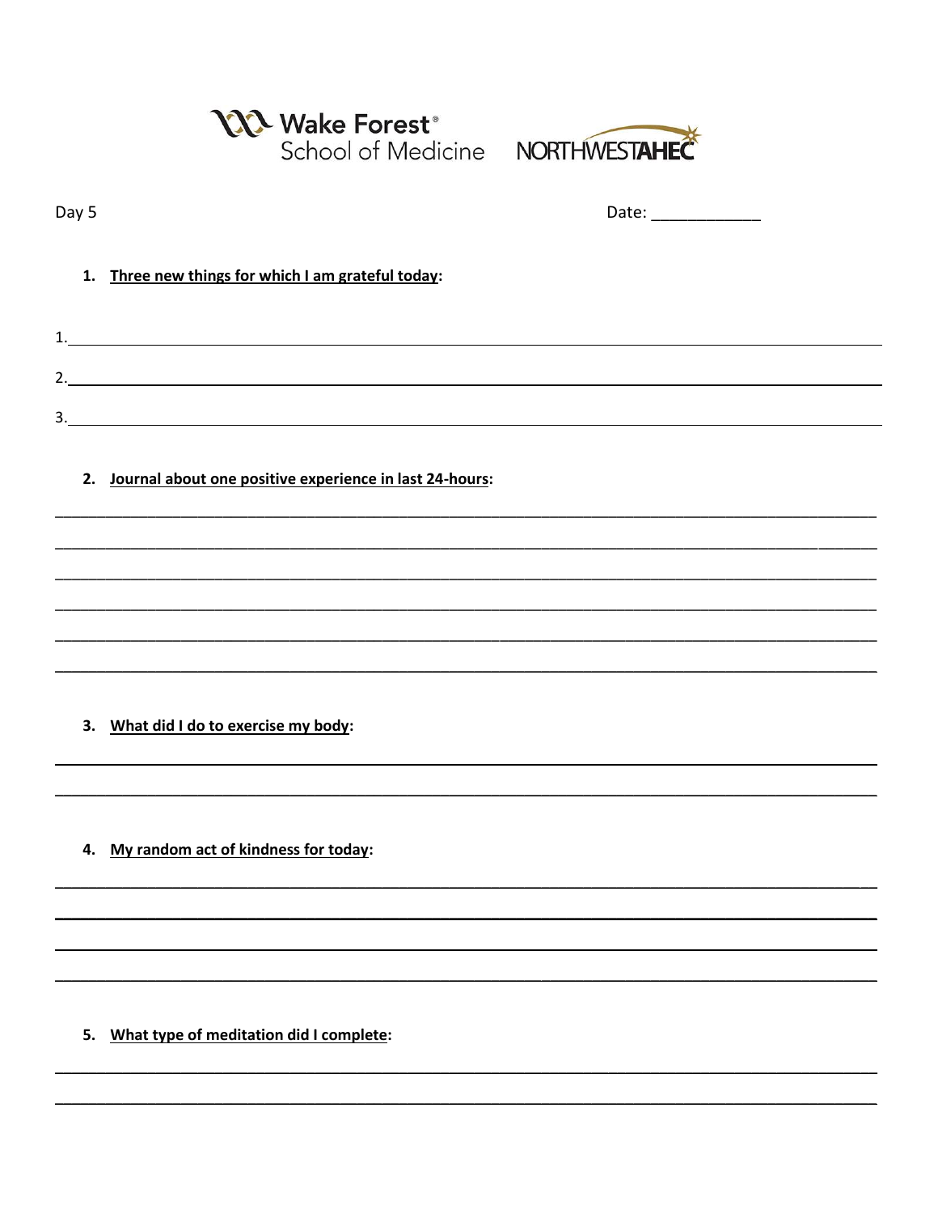Wake Forest® School of Medicine NORTHWESTAHEC

Day 5

Date: ____________

1. **Three new things for which I am grateful today:**

1. ______________________________________________________________________________

2. ______________________________________________________________________________

3. ______________________________________________________________________________

2. **Journal about one positive experience in last 24-hours:**

______________________________________________________________________________

______________________________________________________________________________

______________________________________________________________________________

______________________________________________________________________________

______________________________________________________________________________

______________________________________________________________________________

3. **What did I do to exercise my body:**

______________________________________________________________________________

______________________________________________________________________________

4. **My random act of kindness for today:**

______________________________________________________________________________

______________________________________________________________________________

______________________________________________________________________________

______________________________________________________________________________

5. **What type of meditation did I complete:**

______________________________________________________________________________

______________________________________________________________________________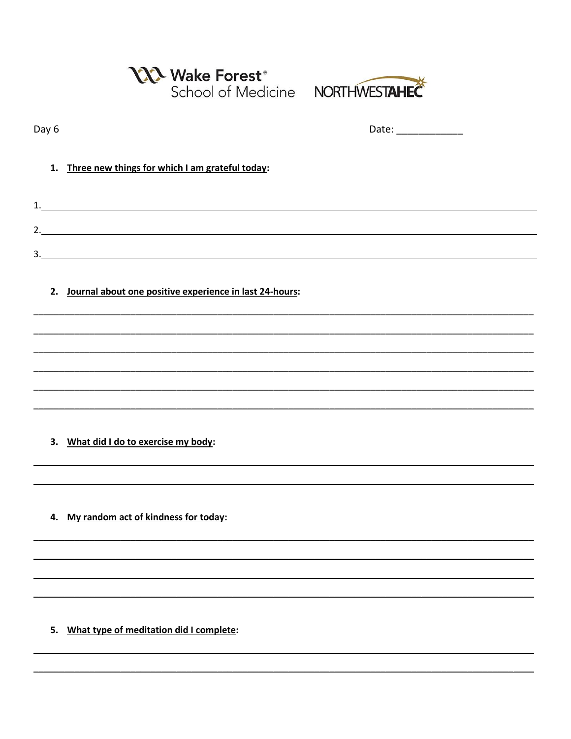Wake Forest® School of Medicine NORTHWESTAHEC

Day 6

Date: ____________

1. **Three new things for which I am grateful today:**

1.______________________________________________________________________________

2.______________________________________________________________________________

3.______________________________________________________________________________

2. **Journal about one positive experience in last 24-hours:**

_______________________________________________________________________________

_______________________________________________________________________________

_______________________________________________________________________________

_______________________________________________________________________________

_______________________________________________________________________________

_______________________________________________________________________________

3. **What did I do to exercise my body:**

_______________________________________________________________________________

_______________________________________________________________________________

4. **My random act of kindness for today:**

_______________________________________________________________________________

_______________________________________________________________________________

_______________________________________________________________________________

_______________________________________________________________________________

5. **What type of meditation did I complete:**

_______________________________________________________________________________

_______________________________________________________________________________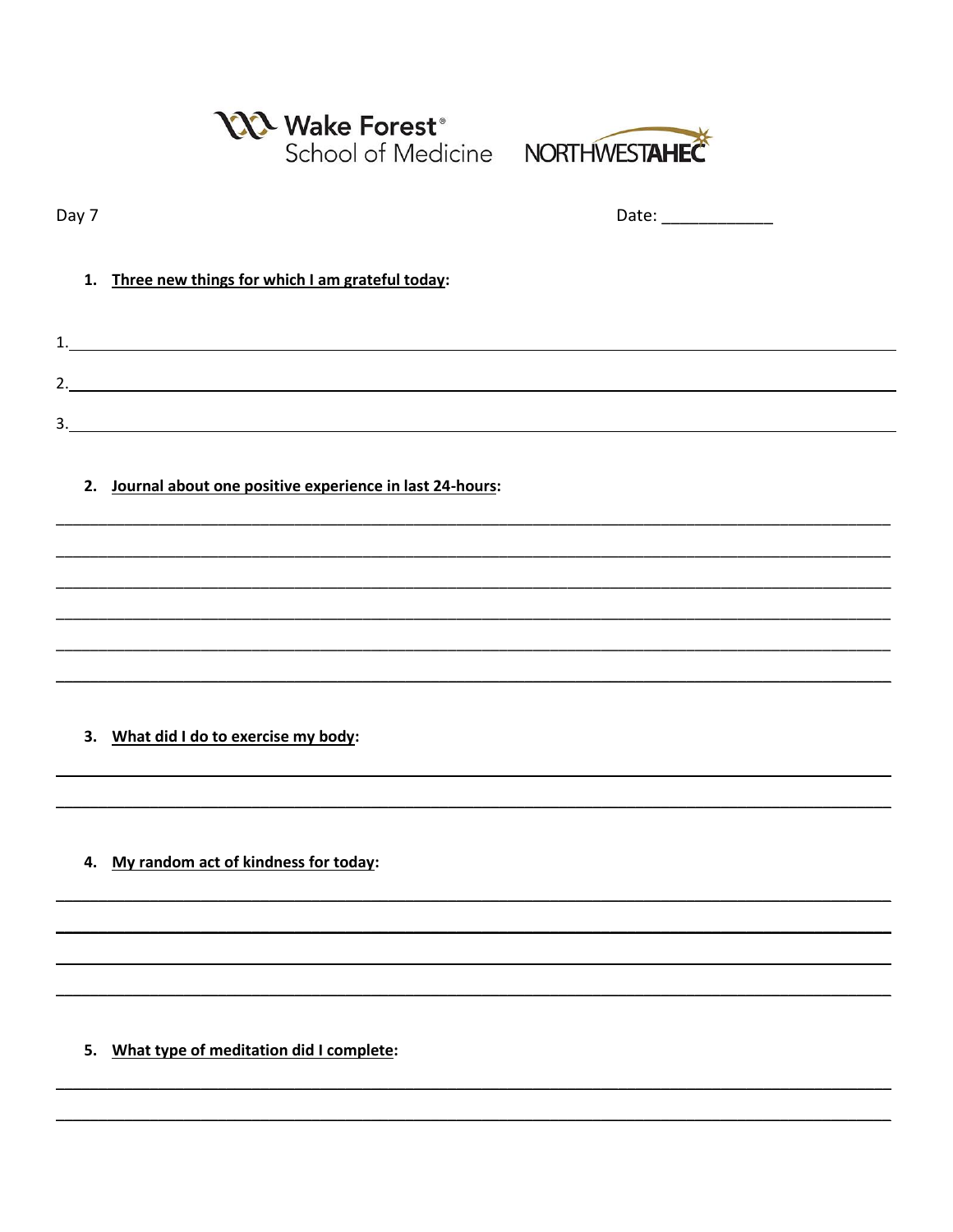Wake Forest® School of Medicine NORTHWEST AHEC

Day 7 Date: ____________

1. **Three new things for which I am grateful today**:

1. ______________________________________________

2. ______________________________________________

3. ______________________________________________

2. **Journal about one positive experience in last 24-hours**:

______________________________________________

______________________________________________

______________________________________________

______________________________________________

______________________________________________

______________________________________________

3. **What did I do to exercise my body**:

______________________________________________

______________________________________________

4. **My random act of kindness for today**:

______________________________________________

______________________________________________

______________________________________________

______________________________________________

5. **What type of meditation did I complete**:

______________________________________________

______________________________________________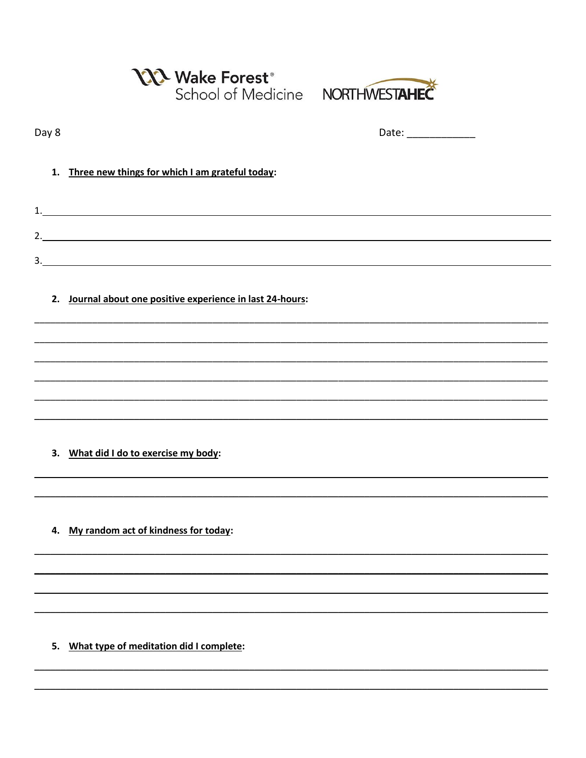Day 8

Date: ____________

1. **Three new things for which I am grateful today:**

1. ________________________________________________

2. ________________________________________________

3. ________________________________________________

2. **Journal about one positive experience in last 24-hours:**

________________________________________________

________________________________________________

________________________________________________

________________________________________________

________________________________________________

________________________________________________

3. **What did I do to exercise my body:**

________________________________________________

________________________________________________

4. **My random act of kindness for today:**

________________________________________________

________________________________________________

________________________________________________

________________________________________________

5. **What type of meditation did I complete:**

________________________________________________

________________________________________________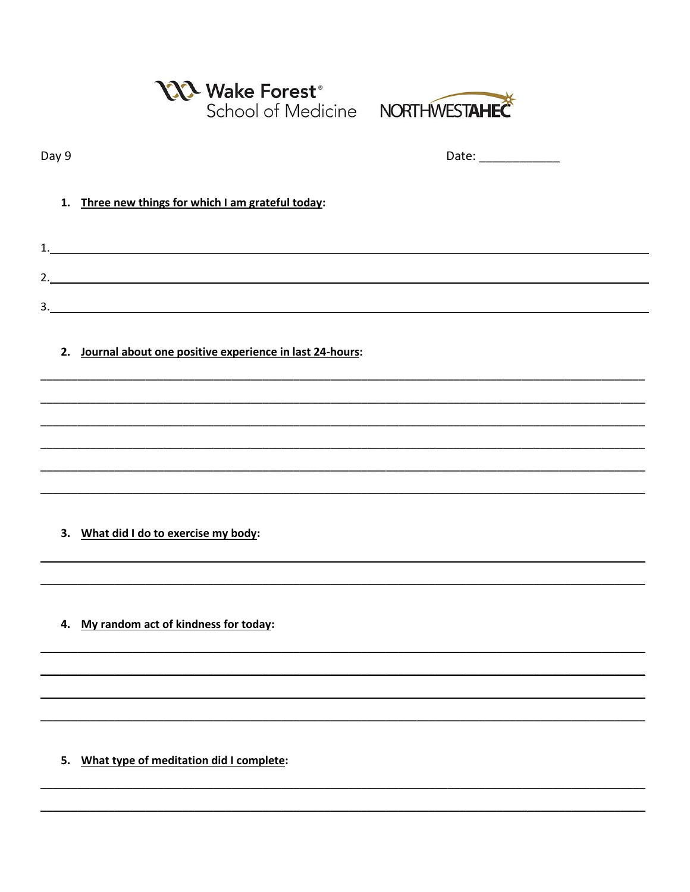Wake Forest® School of Medicine NORTHWESTAHEC

Day 9

Date: ____________

1. **Three new things for which I am grateful today:**

1. ______________________________________________________________________

2. ______________________________________________________________________

3. ______________________________________________________________________

2. **Journal about one positive experience in last 24-hours:**

______________________________________________________________________

______________________________________________________________________

______________________________________________________________________

______________________________________________________________________

______________________________________________________________________

______________________________________________________________________

3. **What did I do to exercise my body:**

______________________________________________________________________

______________________________________________________________________

4. **My random act of kindness for today:**

______________________________________________________________________

______________________________________________________________________

______________________________________________________________________

______________________________________________________________________

5. **What type of meditation did I complete:**

______________________________________________________________________

______________________________________________________________________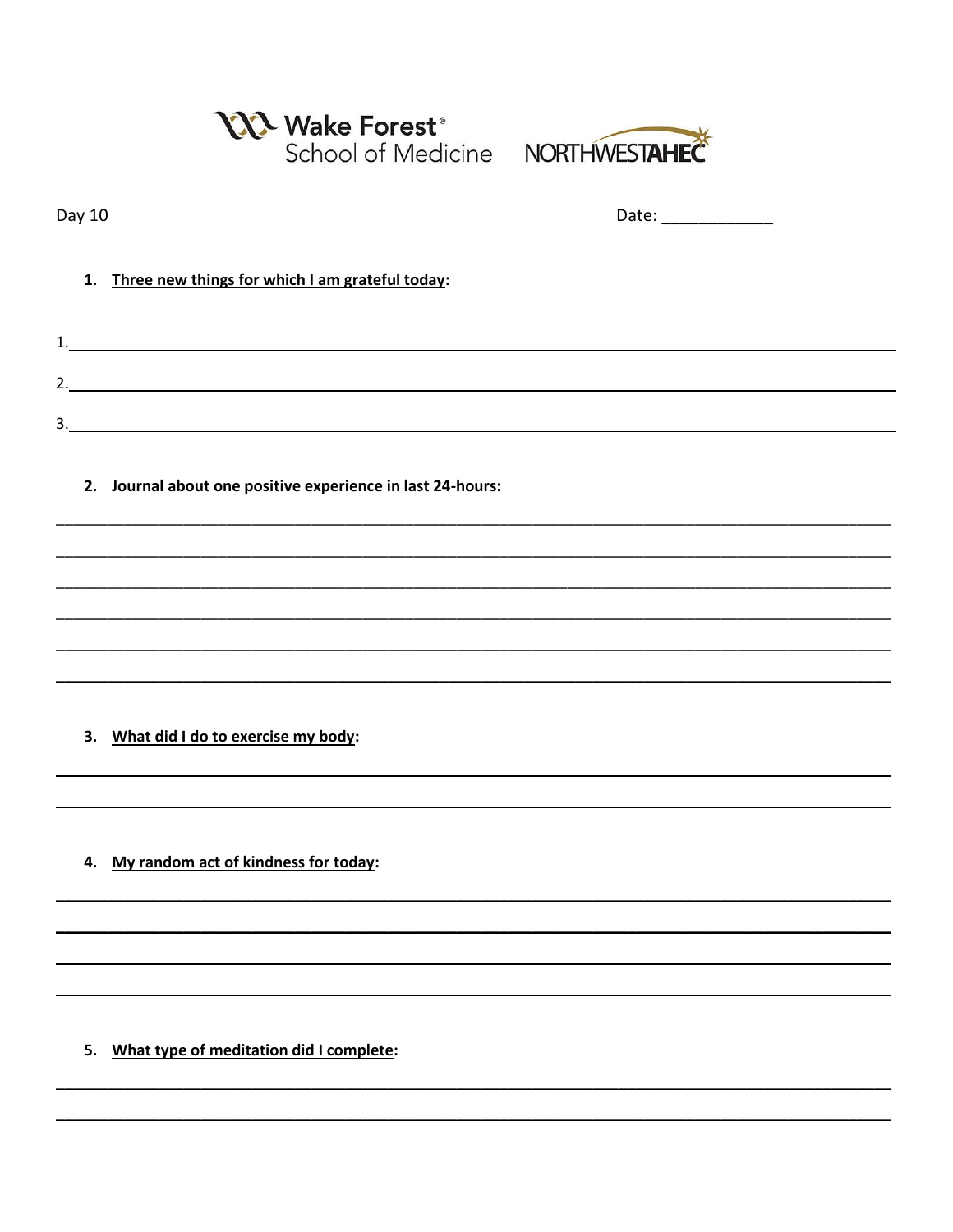Day 10

Date: ____________

1. **Three new things for which I am grateful today:**

1. ______________________________________________

2. ______________________________________________

3. ______________________________________________

2. **Journal about one positive experience in last 24-hours:**

______________________________________________

______________________________________________

______________________________________________

______________________________________________

______________________________________________

______________________________________________

3. **What did I do to exercise my body:**

______________________________________________

______________________________________________

4. **My random act of kindness for today:**

______________________________________________

______________________________________________

______________________________________________

______________________________________________

5. **What type of meditation did I complete:**

______________________________________________

______________________________________________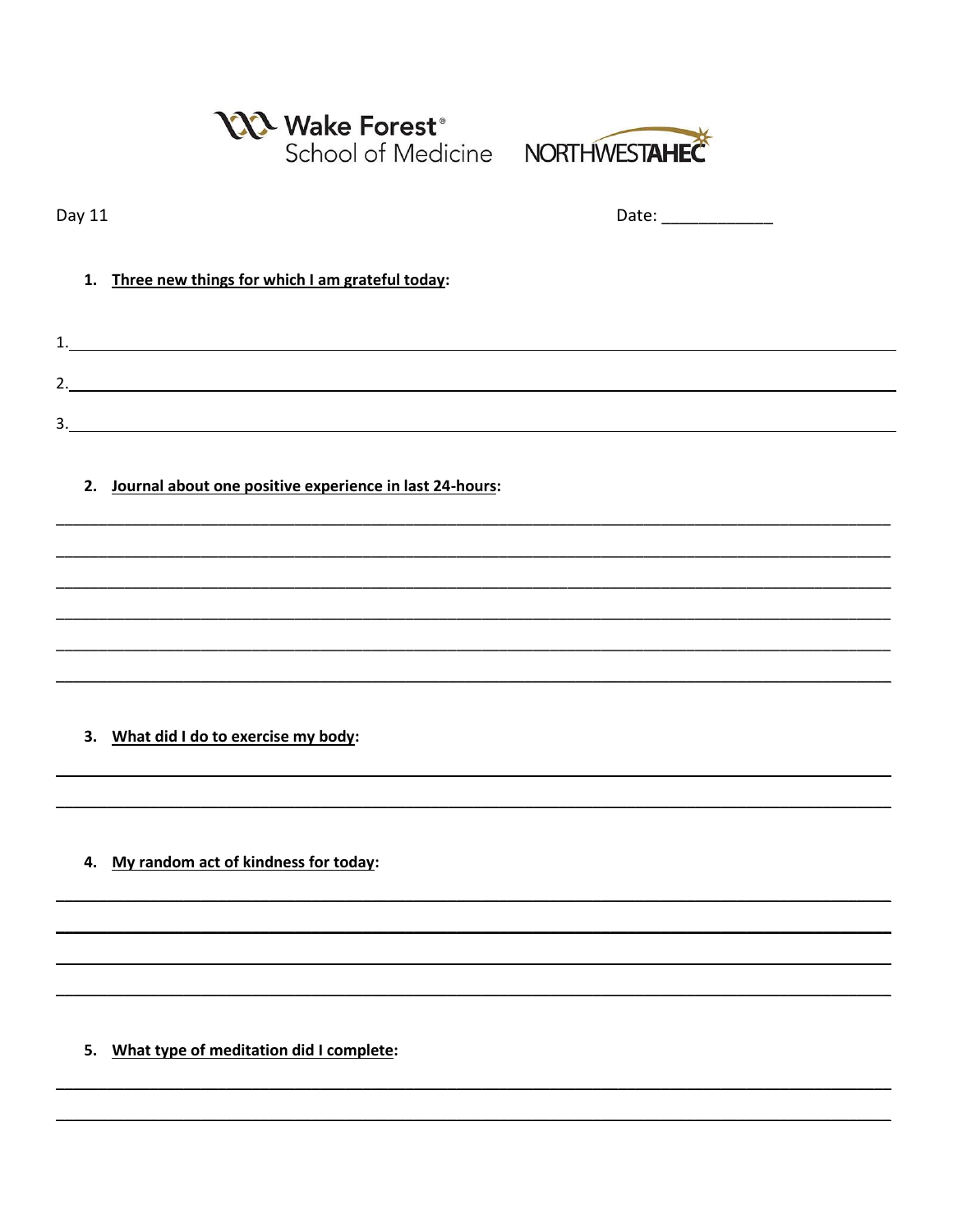Day 11

Date: ____________

1. **Three new things for which I am grateful today:**

1. ______________________________________________________________________________

2. ______________________________________________________________________________

3. ______________________________________________________________________________

2. **Journal about one positive experience in last 24-hours:**

______________________________________________________________________________

______________________________________________________________________________

______________________________________________________________________________

______________________________________________________________________________

______________________________________________________________________________

______________________________________________________________________________

3. **What did I do to exercise my body:**

______________________________________________________________________________

______________________________________________________________________________

4. **My random act of kindness for today:**

______________________________________________________________________________

______________________________________________________________________________

______________________________________________________________________________

______________________________________________________________________________

5. **What type of meditation did I complete:**

______________________________________________________________________________

______________________________________________________________________________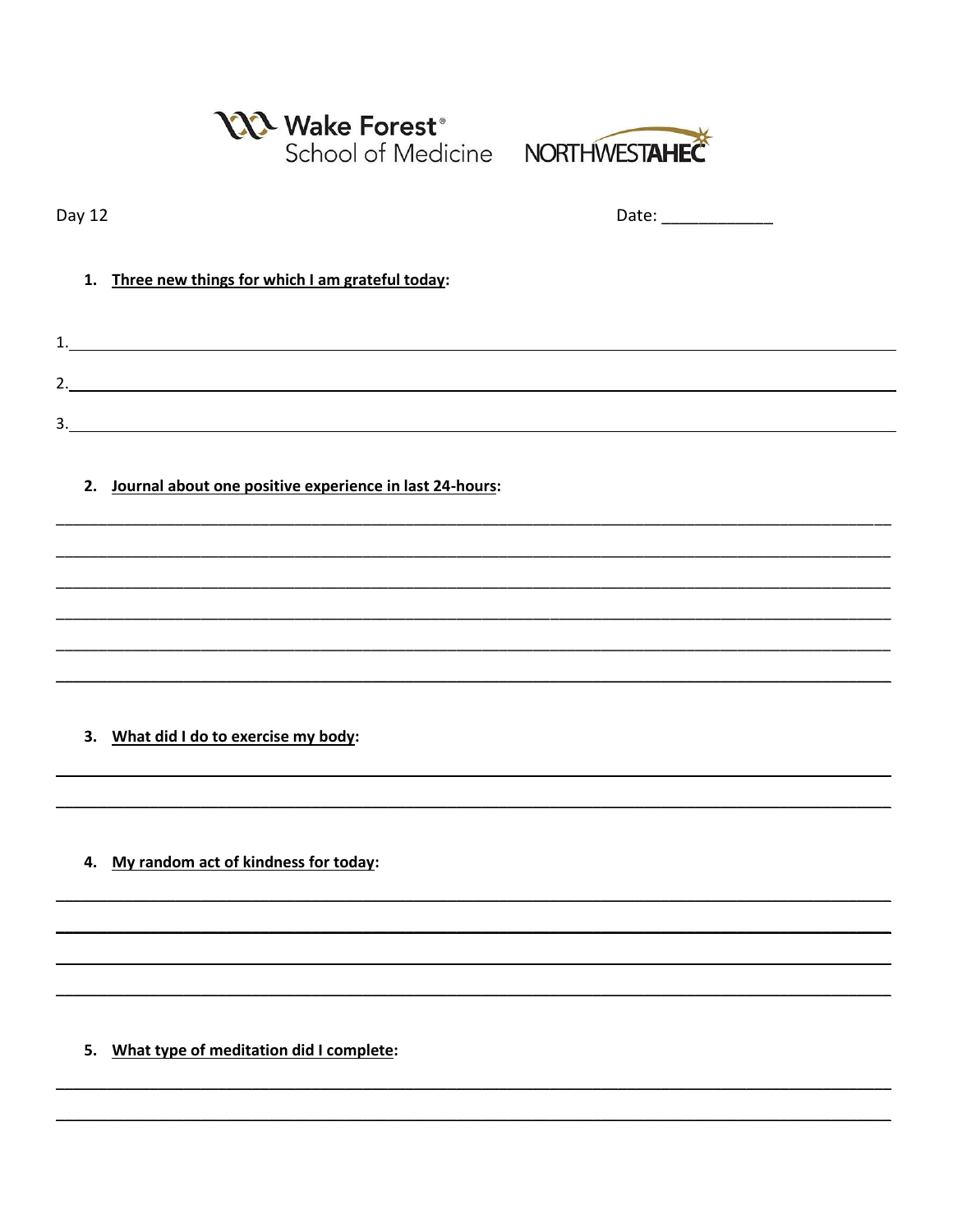Day 12

Date: ____________

1. **Three new things for which I am grateful today:**

1.\_\_\_\_\_\_\_\_\_\_\_\_\_\_\_\_\_\_\_\_\_\_\_\_\_\_\_\_\_\_\_\_\_\_\_\_\_\_\_\_

2.\_\_\_\_\_\_\_\_\_\_\_\_\_\_\_\_\_\_\_\_\_\_\_\_\_\_\_\_\_\_\_\_\_\_\_\_\_\_\_\_

3.\_\_\_\_\_\_\_\_\_\_\_\_\_\_\_\_\_\_\_\_\_\_\_\_\_\_\_\_\_\_\_\_\_\_\_\_\_\_\_\_

2. **Journal about one positive experience in last 24-hours:**

______________________________________________________________________________

______________________________________________________________________________

______________________________________________________________________________

______________________________________________________________________________

______________________________________________________________________________

______________________________________________________________________________

3. **What did I do to exercise my body:**

______________________________________________________________________________

______________________________________________________________________________

4. **My random act of kindness for today:**

______________________________________________________________________________

______________________________________________________________________________

______________________________________________________________________________

______________________________________________________________________________

5. **What type of meditation did I complete:**

______________________________________________________________________________

______________________________________________________________________________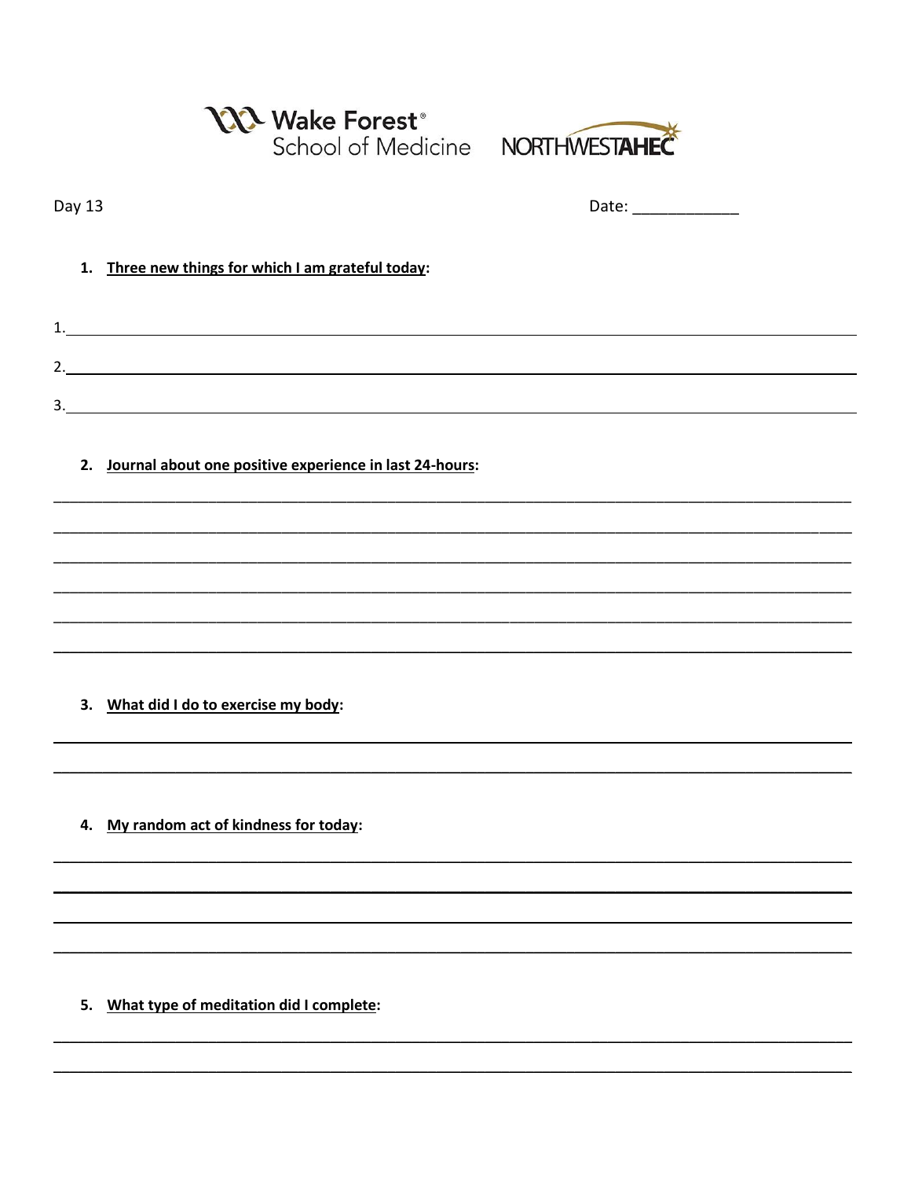Day 13

Date: ____________

1. **Three new things for which I am grateful today:**

1. ______________________________________________________________________________

2. ______________________________________________________________________________

3. ______________________________________________________________________________

2. **Journal about one positive experience in last 24-hours:**

______________________________________________________________________________

______________________________________________________________________________

______________________________________________________________________________

______________________________________________________________________________

______________________________________________________________________________

______________________________________________________________________________

3. **What did I do to exercise my body:**

______________________________________________________________________________

______________________________________________________________________________

4. **My random act of kindness for today:**

______________________________________________________________________________

______________________________________________________________________________

______________________________________________________________________________

______________________________________________________________________________

5. **What type of meditation did I complete:**

______________________________________________________________________________

______________________________________________________________________________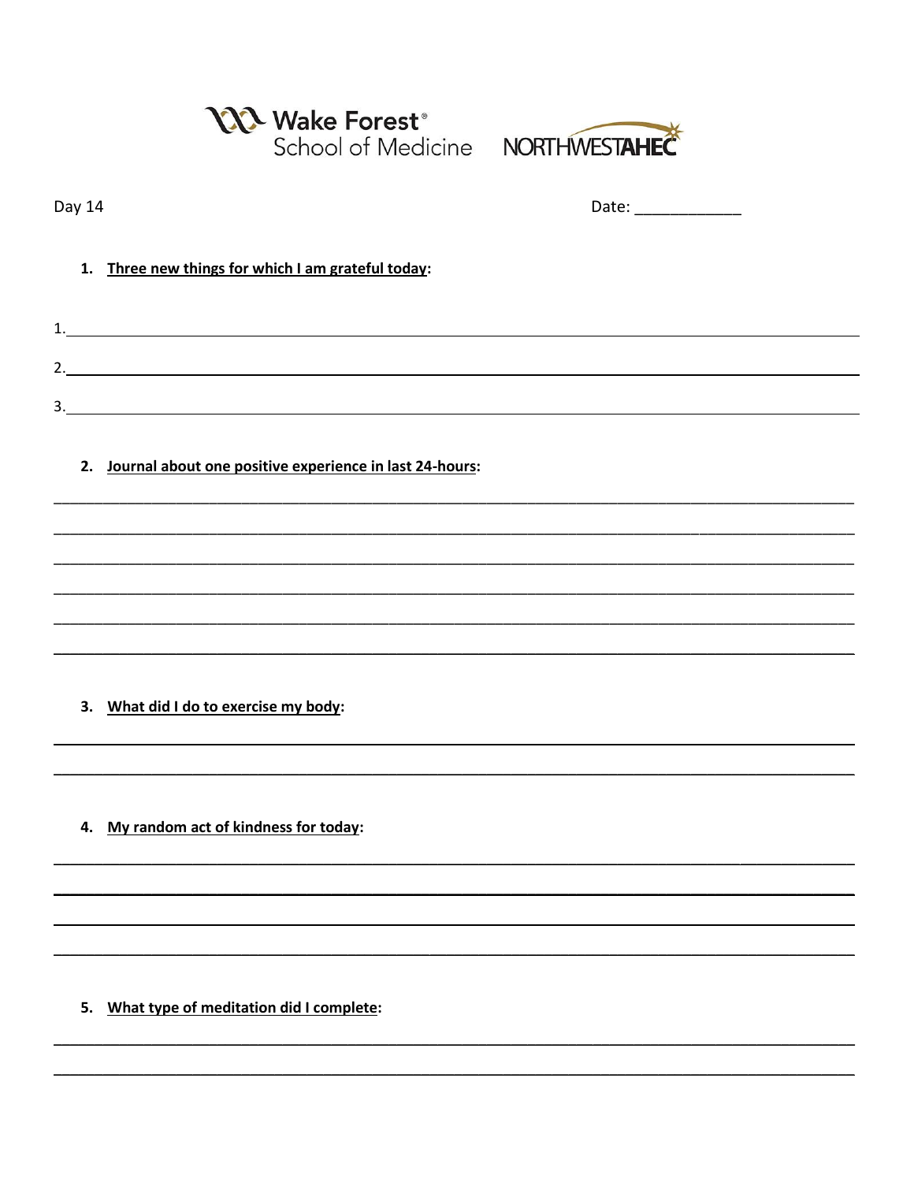Wake Forest® School of Medicine NORTHWESTAHEC

Day 14 Date: ____________

1. **Three new things for which I am grateful today:**

1. ______________________________

2. ______________________________

3. ______________________________

2. **Journal about one positive experience in last 24-hours:**

______________________________

______________________________

______________________________

______________________________

______________________________

______________________________

3. **What did I do to exercise my body:**

______________________________

______________________________

4. **My random act of kindness for today:**

______________________________

______________________________

______________________________

______________________________

5. **What type of meditation did I complete:**

______________________________

______________________________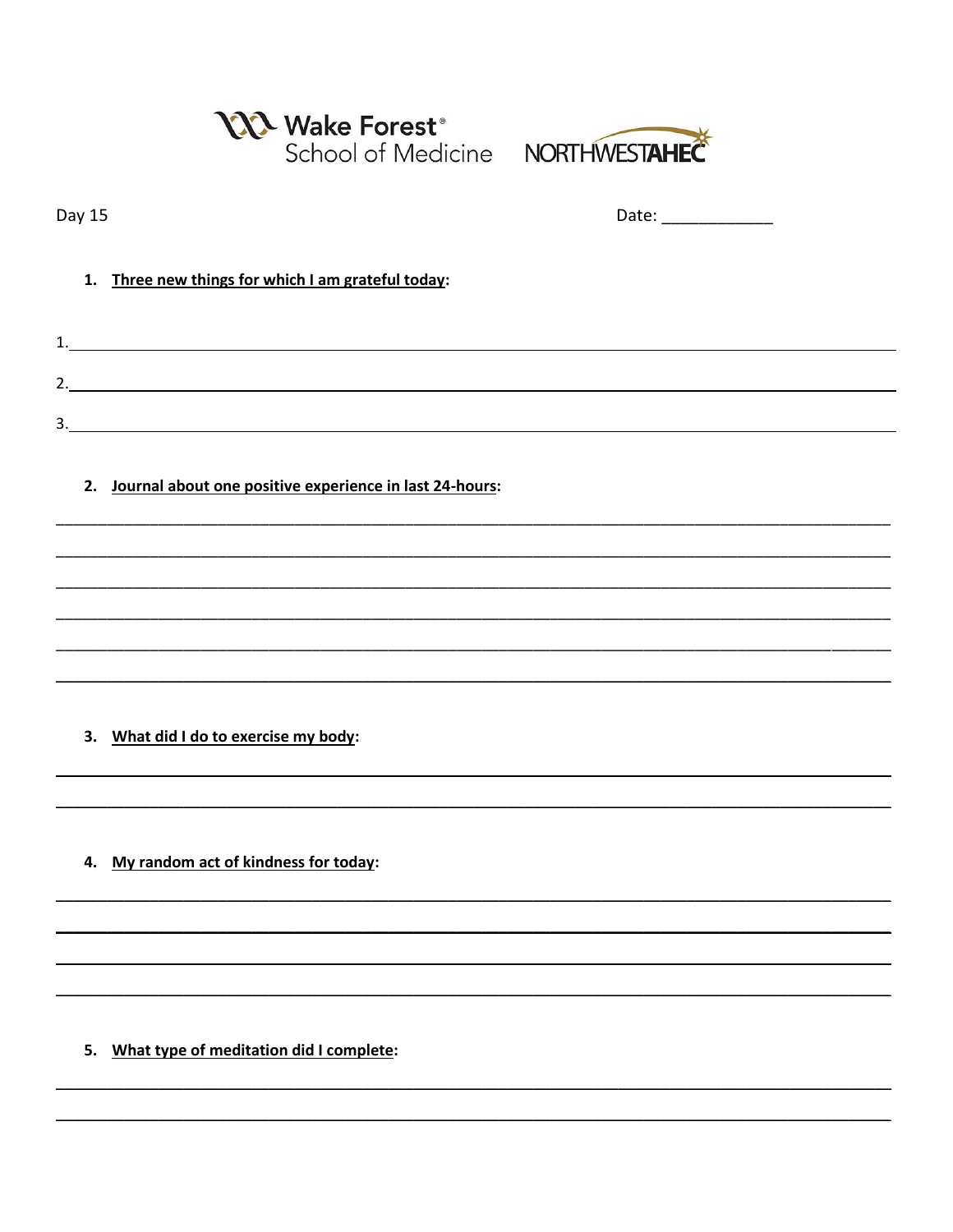Wake Forest® School of Medicine NORTHWESTAHEC

Day 15 Date: ____________

1. **Three new things for which I am grateful today:**

1. ______________________________________________
2. ______________________________________________
3. ______________________________________________

2. **Journal about one positive experience in last 24-hours:**

______________________________________________
______________________________________________
______________________________________________
______________________________________________
______________________________________________
______________________________________________

3. **What did I do to exercise my body:**

______________________________________________
______________________________________________

4. **My random act of kindness for today:**

______________________________________________
______________________________________________
______________________________________________
______________________________________________

5. **What type of meditation did I complete:**

______________________________________________
______________________________________________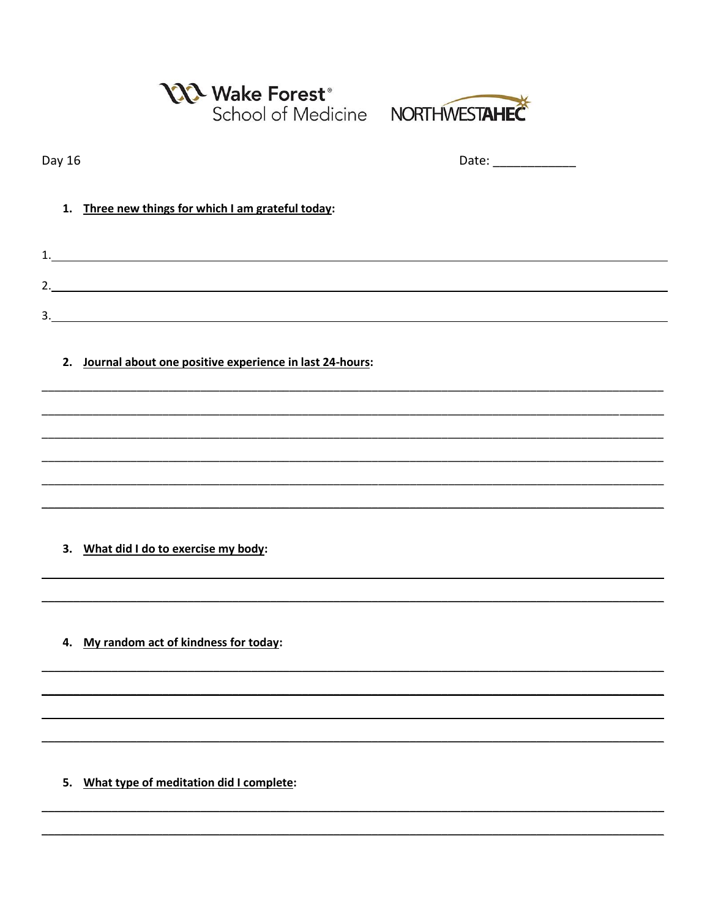Day 16

Date: ____________

1. **Three new things for which I am grateful today:**

1. ______________________________________________________________

2. ______________________________________________________________

3. ______________________________________________________________

2. **Journal about one positive experience in last 24-hours:**

______________________________________________________________

______________________________________________________________

______________________________________________________________

______________________________________________________________

______________________________________________________________

______________________________________________________________

3. **What did I do to exercise my body:**

______________________________________________________________

______________________________________________________________

4. **My random act of kindness for today:**

______________________________________________________________

______________________________________________________________

______________________________________________________________

______________________________________________________________

5. **What type of meditation did I complete:**

______________________________________________________________

______________________________________________________________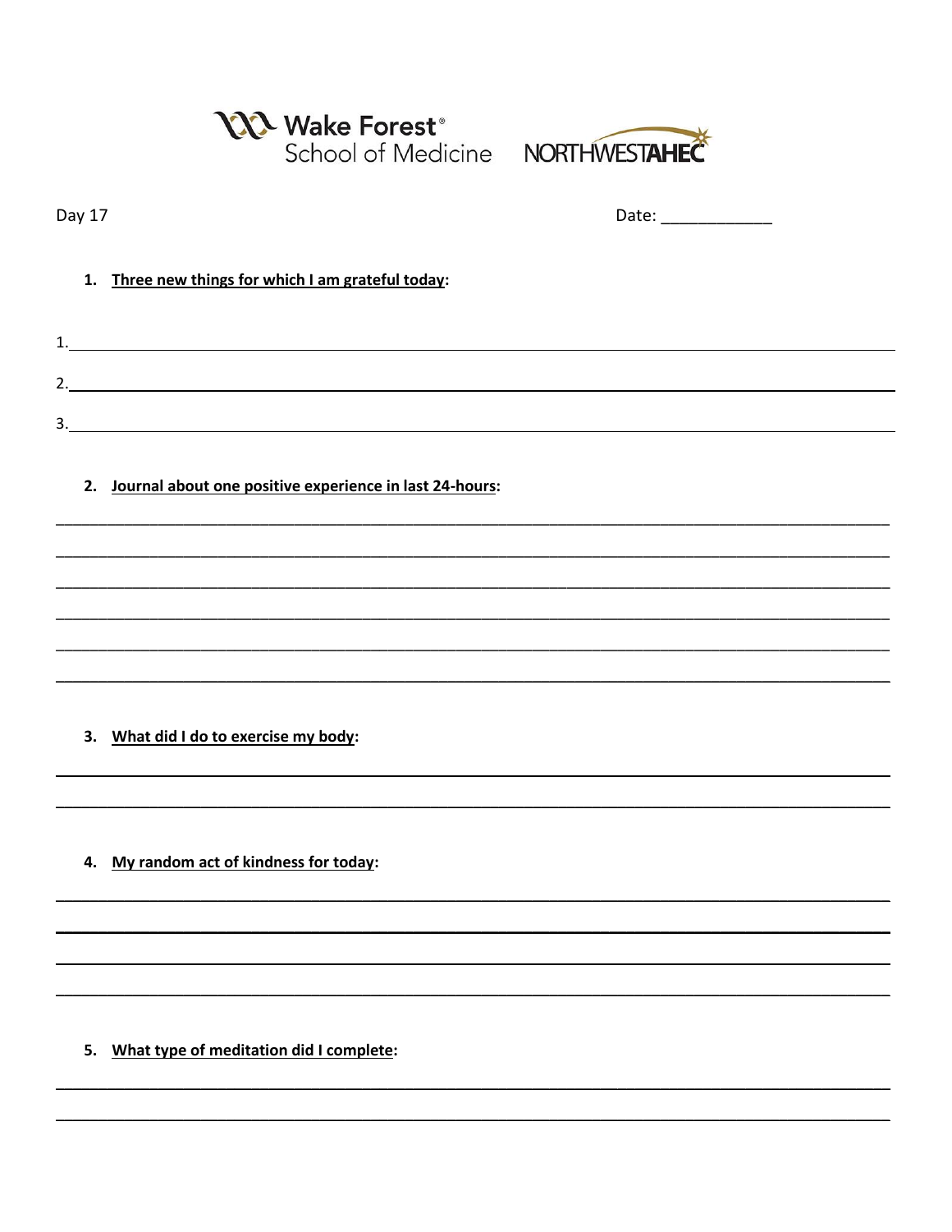Wake Forest® School of Medicine NORTHWESTAHEC

Day 17

Date: ____________

1. **Three new things for which I am grateful today:**

1. ________________________________________________________________________________

2. ________________________________________________________________________________

3. ________________________________________________________________________________

2. **Journal about one positive experience in last 24-hours:**

________________________________________________________________________________

________________________________________________________________________________

________________________________________________________________________________

________________________________________________________________________________

________________________________________________________________________________

________________________________________________________________________________

3. **What did I do to exercise my body:**

________________________________________________________________________________

________________________________________________________________________________

4. **My random act of kindness for today:**

________________________________________________________________________________

________________________________________________________________________________

________________________________________________________________________________

________________________________________________________________________________

5. **What type of meditation did I complete:**

________________________________________________________________________________

________________________________________________________________________________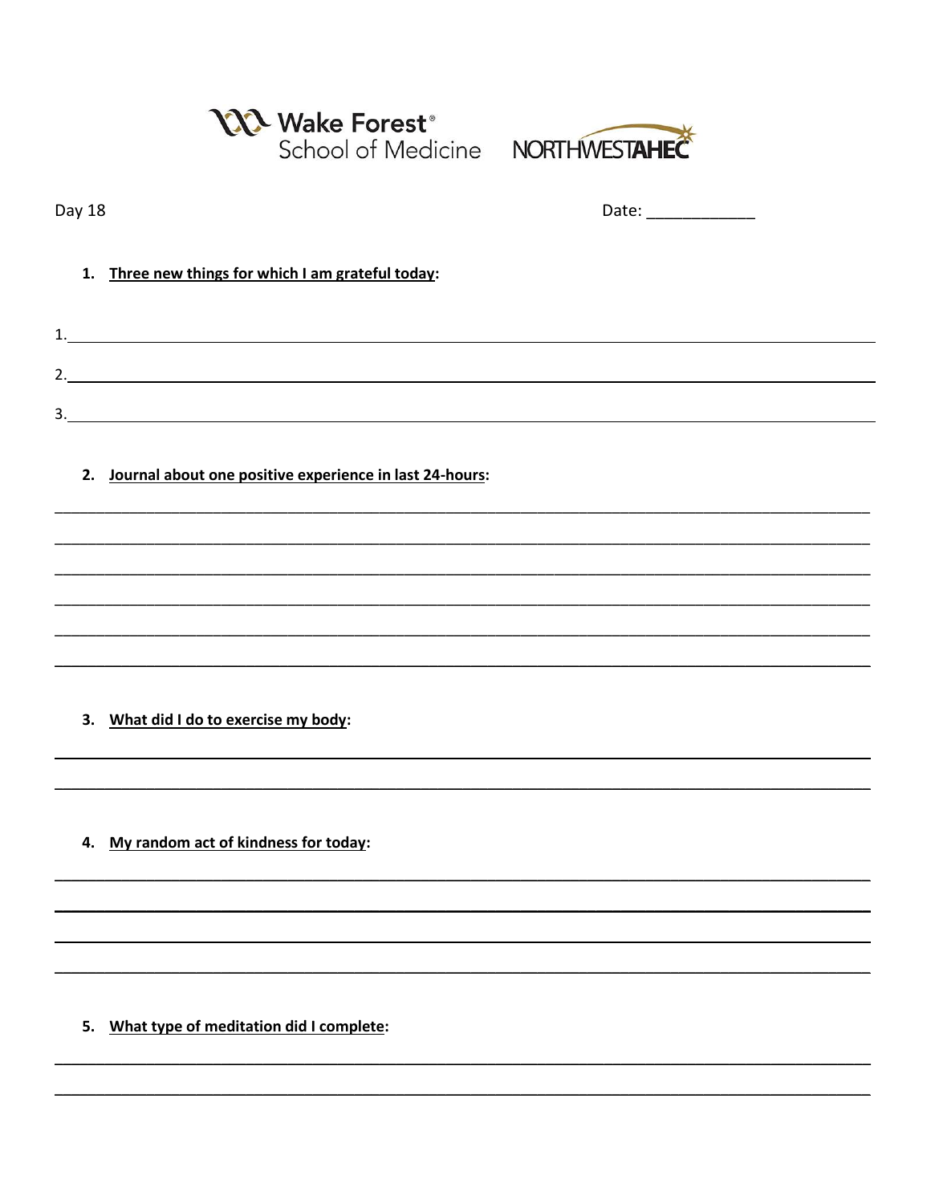Wake Forest® School of Medicine NORTHWESTAHEC

Day 18 Date: ____________

1. **Three new things for which I am grateful today:**

1. ______________________________________________

2. ______________________________________________

3. ______________________________________________

2. **Journal about one positive experience in last 24-hours:**

______________________________________________

______________________________________________

______________________________________________

______________________________________________

______________________________________________

______________________________________________

3. **What did I do to exercise my body:**

______________________________________________

______________________________________________

4. **My random act of kindness for today:**

______________________________________________

______________________________________________

______________________________________________

______________________________________________

5. **What type of meditation did I complete:**

______________________________________________

______________________________________________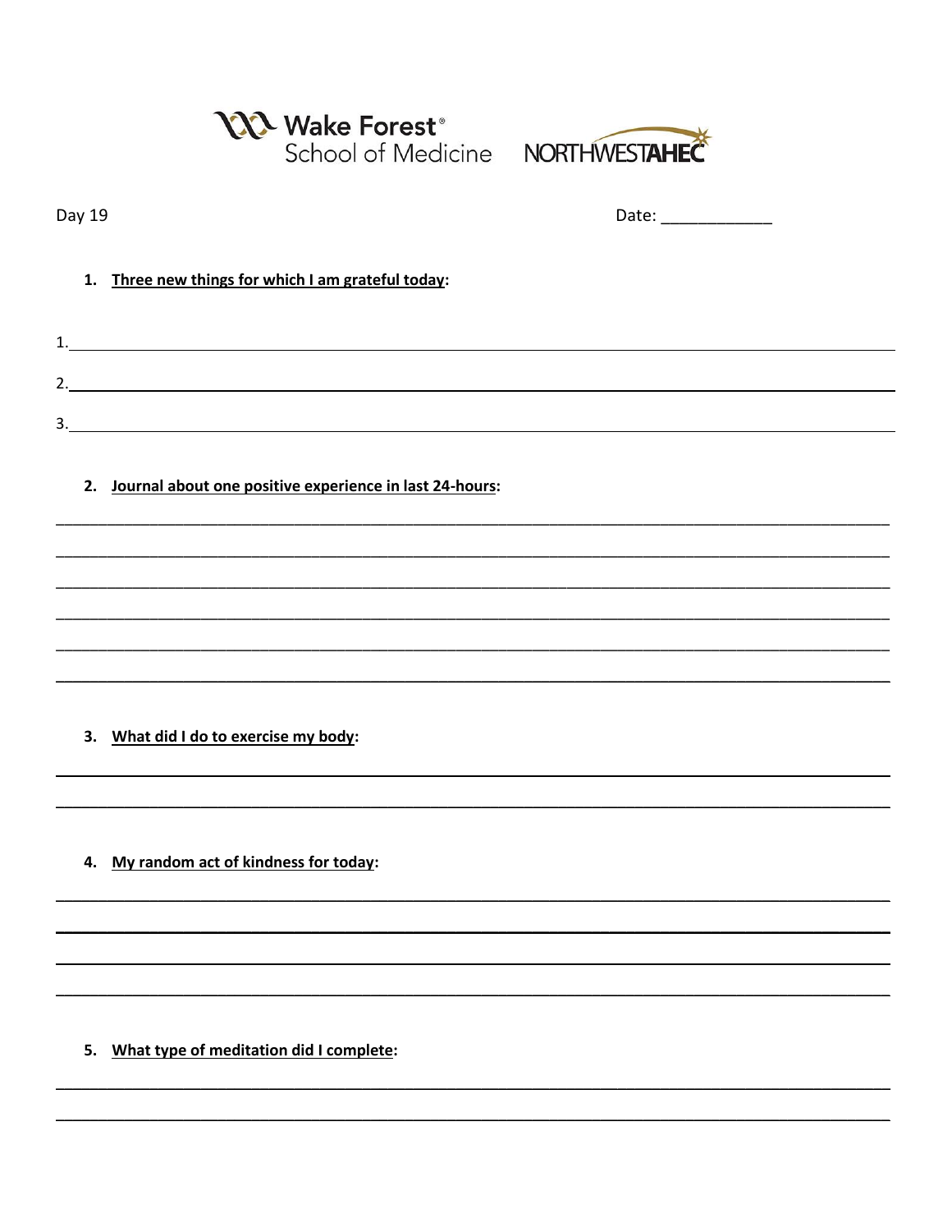Wake Forest® School of Medicine NORTHWESTAHEC

Day 19

Date: ____________

1. **Three new things for which I am grateful today:**

1.______________________________________________________________________________

2.______________________________________________________________________________

3.______________________________________________________________________________

2. **Journal about one positive experience in last 24-hours:**

________________________________________________________________________________

________________________________________________________________________________

________________________________________________________________________________

________________________________________________________________________________

________________________________________________________________________________

________________________________________________________________________________

3. **What did I do to exercise my body:**

________________________________________________________________________________

________________________________________________________________________________

4. **My random act of kindness for today:**

________________________________________________________________________________

________________________________________________________________________________

________________________________________________________________________________

________________________________________________________________________________

5. **What type of meditation did I complete:**

________________________________________________________________________________

________________________________________________________________________________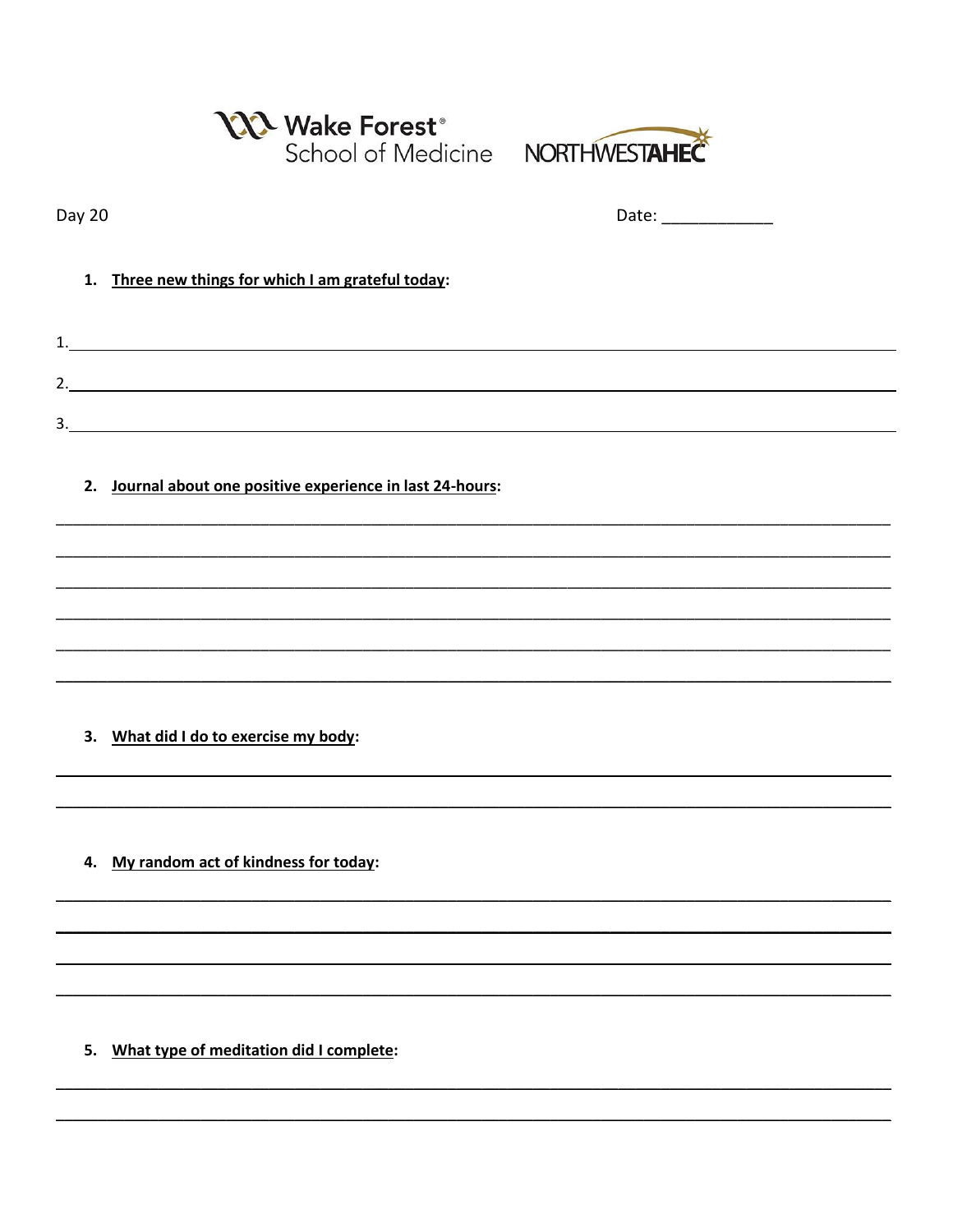Wake Forest® School of Medicine NORTHWESTAHEC

Day 20

Date: ____________

1. **Three new things for which I am grateful today:**

1. ______________________________________________________________

2. ______________________________________________________________

3. ______________________________________________________________

2. **Journal about one positive experience in last 24-hours:**

______________________________________________________________

______________________________________________________________

______________________________________________________________

______________________________________________________________

______________________________________________________________

______________________________________________________________

3. **What did I do to exercise my body:**

______________________________________________________________

______________________________________________________________

4. **My random act of kindness for today:**

______________________________________________________________

______________________________________________________________

______________________________________________________________

______________________________________________________________

5. **What type of meditation did I complete:**

______________________________________________________________

______________________________________________________________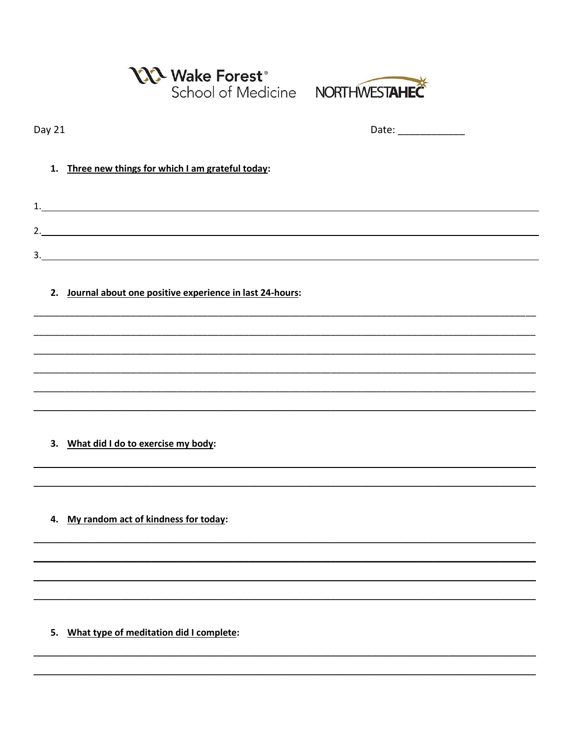Wake Forest® School of Medicine NORTHWESTAHEC

Day 21 Date: ____________

1. **Three new things for which I am grateful today:**

1. ______________________________________________________________

2. ______________________________________________________________

3. ______________________________________________________________

2. **Journal about one positive experience in last 24-hours:**

______________________________________________________________

______________________________________________________________

______________________________________________________________

______________________________________________________________

______________________________________________________________

______________________________________________________________

3. **What did I do to exercise my body:**

______________________________________________________________

______________________________________________________________

4. **My random act of kindness for today:**

______________________________________________________________

______________________________________________________________

______________________________________________________________

______________________________________________________________

5. **What type of meditation did I complete:**

______________________________________________________________

______________________________________________________________